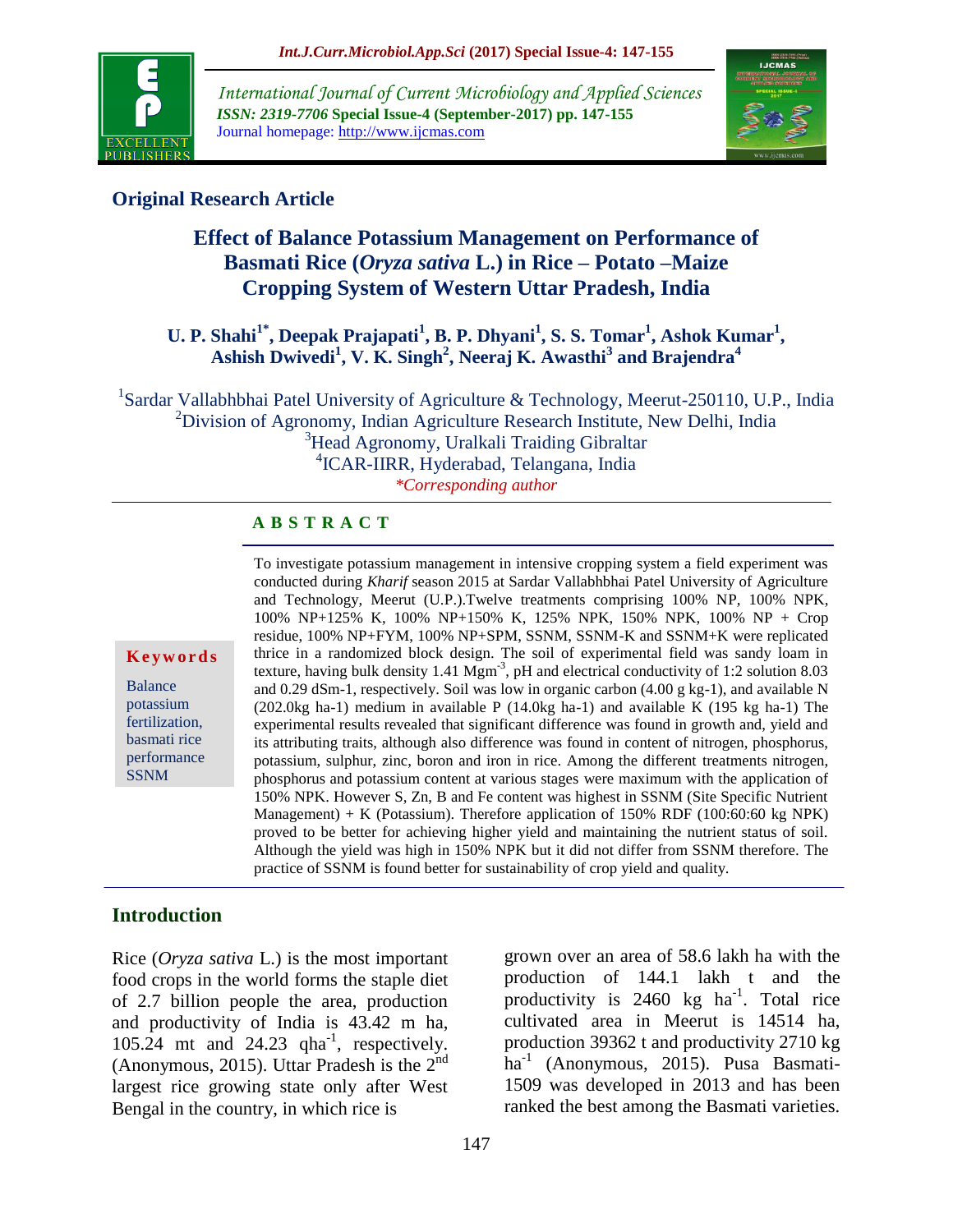## Original Research Article

# Effect of Balance Potassium Management on Performance of Basmati Rice (*Oryza sativa* L.) in Rice – Potato –Maize Cropping System of Western Uttar Pradesh, India

**U. P. Shahi[1*], Deepak Prajapati[1], B. P. Dhyani[1], S. S. Tomar[1], Ashok Kumar[1], Ashish Dwivedi[1], V. K. Singh[2], Neeraj K. Awasthi[3] and Brajendra[4]**

[1]Sardar Vallabhbhai Patel University of Agriculture & Technology, Meerut-250110, U.P., India
[2]Division of Agronomy, Indian Agriculture Research Institute, New Delhi, India
[3]Head Agronomy, Uralkali Traiding Gibraltar
[4]ICAR-IIRR, Hyderabad, Telangana, India

*\*Corresponding author*

### A B S T R A C T

**Keywords**

Balance potassium fertilization, basmati rice performance SSNM

To investigate potassium management in intensive cropping system a field experiment was conducted during *Kharif* season 2015 at Sardar Vallabhbhai Patel University of Agriculture and Technology, Meerut (U.P.).Twelve treatments comprising 100% NP, 100% NPK, 100% NP+125% K, 100% NP+150% K, 125% NPK, 150% NPK, 100% NP + Crop residue, 100% NP+FYM, 100% NP+SPM, SSNM, SSNM-K and SSNM+K were replicated thrice in a randomized block design. The soil of experimental field was sandy loam in texture, having bulk density 1.41 $Mgm^{-3}$, pH and electrical conductivity of 1:2 solution 8.03 and 0.29 dSm-1, respectively. Soil was low in organic carbon (4.00 g kg-1), and available N (202.0kg ha-1) medium in available P (14.0kg ha-1) and available K (195 kg ha-1) The experimental results revealed that significant difference was found in growth and, yield and its attributing traits, although also difference was found in content of nitrogen, phosphorus, potassium, sulphur, zinc, boron and iron in rice. Among the different treatments nitrogen, phosphorus and potassium content at various stages were maximum with the application of 150% NPK. However S, Zn, B and Fe content was highest in SSNM (Site Specific Nutrient Management) + K (Potassium). Therefore application of 150% RDF (100:60:60 kg NPK) proved to be better for achieving higher yield and maintaining the nutrient status of soil. Although the yield was high in 150% NPK but it did not differ from SSNM therefore. The practice of SSNM is found better for sustainability of crop yield and quality.

## Introduction

Rice (*Oryza sativa* L.) is the most important food crops in the world forms the staple diet of 2.7 billion people the area, production and productivity of India is 43.42 m ha, 105.24 mt and 24.23 $qha^{-1}$, respectively. (Anonymous, 2015). Uttar Pradesh is the 2nd largest rice growing state only after West Bengal in the country, in which rice is grown over an area of 58.6 lakh ha with the production of 144.1 lakh t and the productivity is 2460 kg $ha^{-1}$. Total rice cultivated area in Meerut is 14514 ha, production 39362 t and productivity 2710 kg $ha^{-1}$ (Anonymous, 2015). Pusa Basmati-1509 was developed in 2013 and has been ranked the best among the Basmati varieties.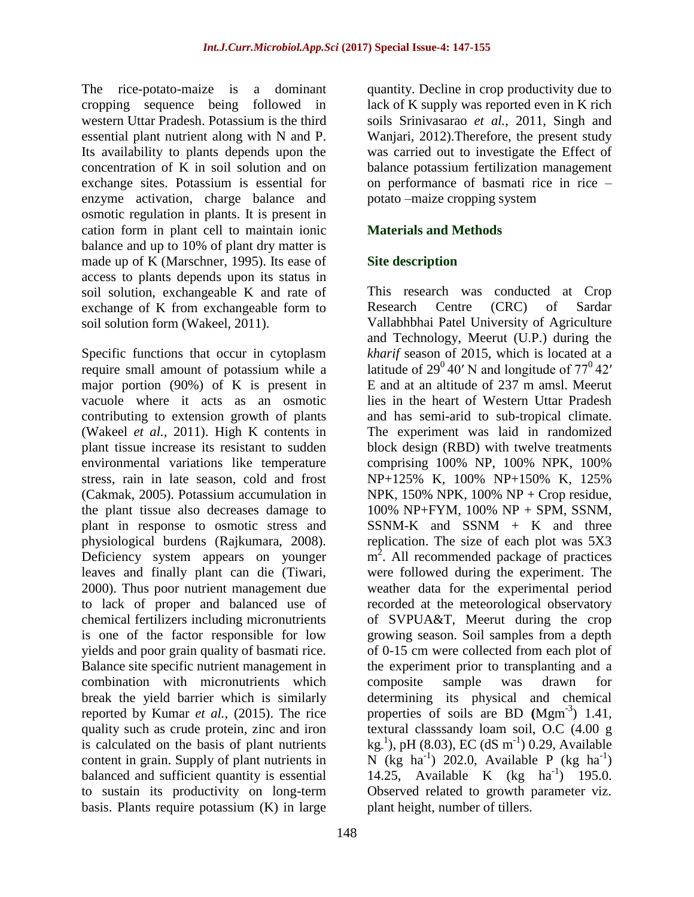The rice-potato-maize is a dominant cropping sequence being followed in western Uttar Pradesh. Potassium is the third essential plant nutrient along with N and P. Its availability to plants depends upon the concentration of K in soil solution and on exchange sites. Potassium is essential for enzyme activation, charge balance and osmotic regulation in plants. It is present in cation form in plant cell to maintain ionic balance and up to 10% of plant dry matter is made up of K (Marschner, 1995). Its ease of access to plants depends upon its status in soil solution, exchangeable K and rate of exchange of K from exchangeable form to soil solution form (Wakeel, 2011).

Specific functions that occur in cytoplasm require small amount of potassium while a major portion (90%) of K is present in vacuole where it acts as an osmotic contributing to extension growth of plants (Wakeel *et al.,* 2011). High K contents in plant tissue increase its resistant to sudden environmental variations like temperature stress, rain in late season, cold and frost (Cakmak, 2005). Potassium accumulation in the plant tissue also decreases damage to plant in response to osmotic stress and physiological burdens (Rajkumara, 2008). Deficiency system appears on younger leaves and finally plant can die (Tiwari, 2000). Thus poor nutrient management due to lack of proper and balanced use of chemical fertilizers including micronutrients is one of the factor responsible for low yields and poor grain quality of basmati rice. Balance site specific nutrient management in combination with micronutrients which break the yield barrier which is similarly reported by Kumar *et al.,* (2015). The rice quality such as crude protein, zinc and iron is calculated on the basis of plant nutrients content in grain. Supply of plant nutrients in balanced and sufficient quantity is essential to sustain its productivity on long-term basis. Plants require potassium (K) in large quantity. Decline in crop productivity due to lack of K supply was reported even in K rich soils Srinivasarao *et al.,* 2011, Singh and Wanjari, 2012).Therefore, the present study was carried out to investigate the Effect of balance potassium fertilization management on performance of basmati rice in rice – potato –maize cropping system

## Materials and Methods

### Site description

This research was conducted at Crop Research Centre (CRC) of Sardar Vallabhbhai Patel University of Agriculture and Technology, Meerut (U.P.) during the *kharif* season of 2015, which is located at a latitude of $29^0$ 40′ N and longitude of $77^0$ 42′ E and at an altitude of 237 m amsl. Meerut lies in the heart of Western Uttar Pradesh and has semi-arid to sub-tropical climate. The experiment was laid in randomized block design (RBD) with twelve treatments comprising 100% NP, 100% NPK, 100% NP+125% K, 100% NP+150% K, 125% NPK, 150% NPK, 100% NP + Crop residue, 100% NP+FYM, 100% NP + SPM, SSNM, SSNM-K and SSNM + K and three replication. The size of each plot was 5X3 $m^2$. All recommended package of practices were followed during the experiment. The weather data for the experimental period recorded at the meteorological observatory of SVPUA&T, Meerut during the crop growing season. Soil samples from a depth of 0-15 cm were collected from each plot of the experiment prior to transplanting and a composite sample was drawn for determining its physical and chemical properties of soils are BD **(**Mg$m^{-3}$) 1.41, textural classsandy loam soil, O.C (4.00 g $kg_{.}^{1}$), pH (8.03), EC (dS $m^{-1}$) 0.29, Available N (kg $ha^{-1}$) 202.0, Available P (kg $ha^{-1}$) 14.25, Available K (kg $ha^{-1}$) 195.0. Observed related to growth parameter viz. plant height, number of tillers.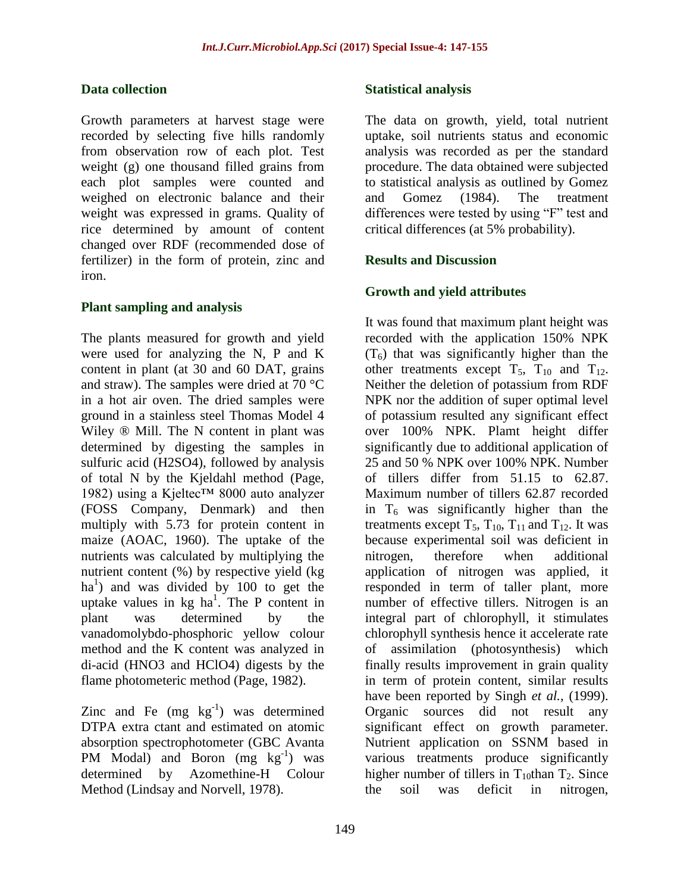### Data collection

Growth parameters at harvest stage were recorded by selecting five hills randomly from observation row of each plot. Test weight (g) one thousand filled grains from each plot samples were counted and weighed on electronic balance and their weight was expressed in grams. Quality of rice determined by amount of content changed over RDF (recommended dose of fertilizer) in the form of protein, zinc and iron.

### Plant sampling and analysis

The plants measured for growth and yield were used for analyzing the N, P and K content in plant (at 30 and 60 DAT, grains and straw). The samples were dried at 70 °C in a hot air oven. The dried samples were ground in a stainless steel Thomas Model 4 Wiley ® Mill. The N content in plant was determined by digesting the samples in sulfuric acid (H2SO4), followed by analysis of total N by the Kjeldahl method (Page, 1982) using a Kjeltec™ 8000 auto analyzer (FOSS Company, Denmark) and then multiply with 5.73 for protein content in maize (AOAC, 1960). The uptake of the nutrients was calculated by multiplying the nutrient content (%) by respective yield (kg $ha^{1}$) and was divided by 100 to get the uptake values in kg $ha^{1}$. The P content in plant was determined by the vanadomolybdo-phosphoric yellow colour method and the K content was analyzed in di-acid (HNO3 and HClO4) digests by the flame photometeric method (Page, 1982).

Zinc and Fe (mg $kg^{-1}$) was determined DTPA extra ctant and estimated on atomic absorption spectrophotometer (GBC Avanta PM Modal) and Boron (mg $kg^{-1}$) was determined by Azomethine-H Colour Method (Lindsay and Norvell, 1978).

### Statistical analysis

The data on growth, yield, total nutrient uptake, soil nutrients status and economic analysis was recorded as per the standard procedure. The data obtained were subjected to statistical analysis as outlined by Gomez and Gomez (1984). The treatment differences were tested by using "F" test and critical differences (at 5% probability).

## Results and Discussion

### Growth and yield attributes

It was found that maximum plant height was recorded with the application 150% NPK ($T_6$) that was significantly higher than the other treatments except $T_5$, $T_{10}$ and $T_{12}$. Neither the deletion of potassium from RDF NPK nor the addition of super optimal level of potassium resulted any significant effect over 100% NPK. Plamt height differ significantly due to additional application of 25 and 50 % NPK over 100% NPK. Number of tillers differ from 51.15 to 62.87. Maximum number of tillers 62.87 recorded in $T_6$ was significantly higher than the treatments except $T_5$, $T_{10}$, $T_{11}$ and $T_{12}$. It was because experimental soil was deficient in nitrogen, therefore when additional application of nitrogen was applied, it responded in term of taller plant, more number of effective tillers. Nitrogen is an integral part of chlorophyll, it stimulates chlorophyll synthesis hence it accelerate rate of assimilation (photosynthesis) which finally results improvement in grain quality in term of protein content, similar results have been reported by Singh *et al.,* (1999). Organic sources did not result any significant effect on growth parameter. Nutrient application on SSNM based in various treatments produce significantly higher number of tillers in $T_{10}$than $T_2$. Since the soil was deficit in nitrogen,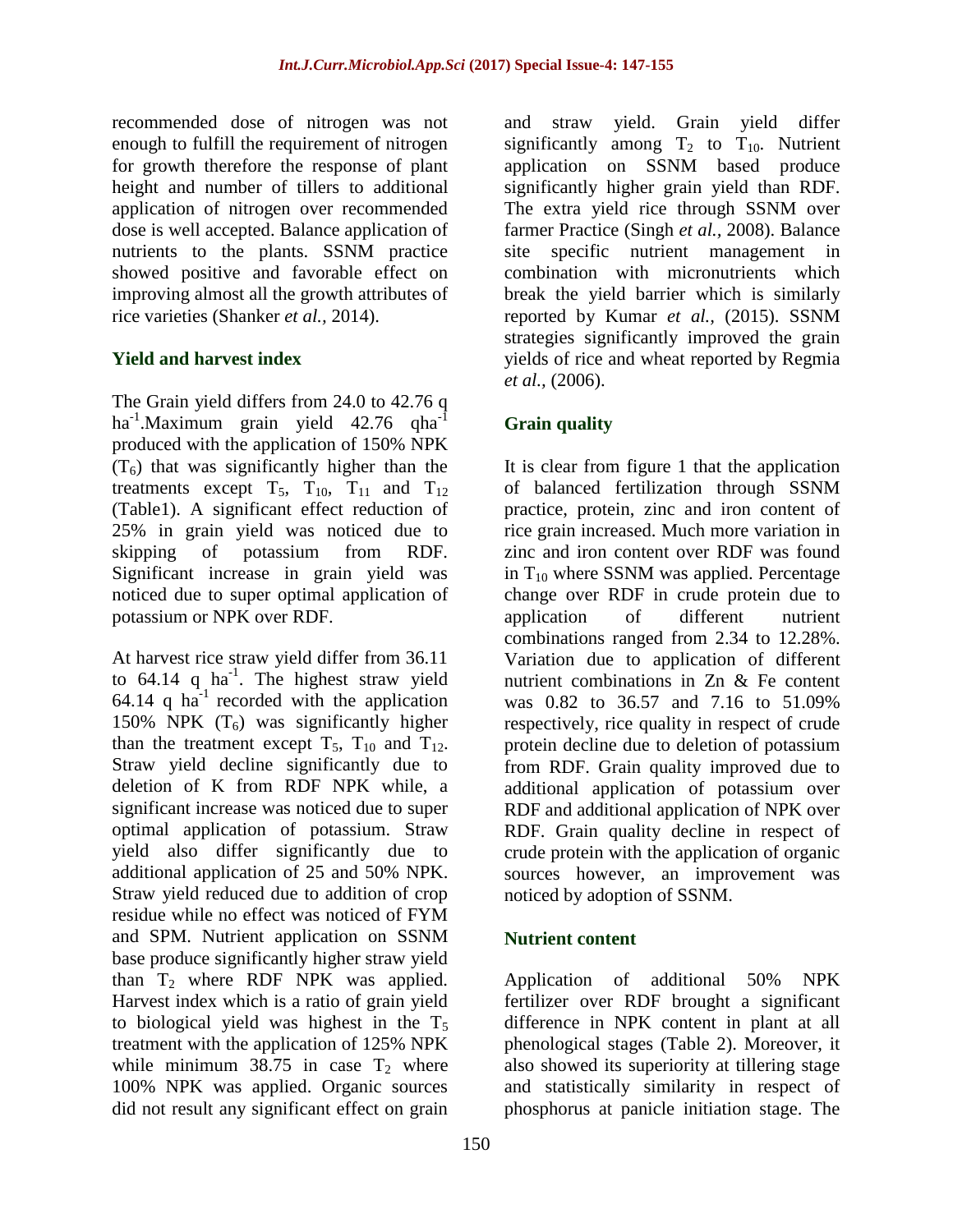recommended dose of nitrogen was not enough to fulfill the requirement of nitrogen for growth therefore the response of plant height and number of tillers to additional application of nitrogen over recommended dose is well accepted. Balance application of nutrients to the plants. SSNM practice showed positive and favorable effect on improving almost all the growth attributes of rice varieties (Shanker *et al.,* 2014).

### Yield and harvest index

The Grain yield differs from 24.0 to 42.76 q ha$^{-1}$.Maximum grain yield 42.76 qha$^{-1}$ produced with the application of 150% NPK ($T_6$) that was significantly higher than the treatments except $T_5$, $T_{10}$, $T_{11}$ and $T_{12}$ (Table1). A significant effect reduction of 25% in grain yield was noticed due to skipping of potassium from RDF. Significant increase in grain yield was noticed due to super optimal application of potassium or NPK over RDF.

At harvest rice straw yield differ from 36.11 to 64.14 q ha$^{-1}$. The highest straw yield 64.14 q ha$^{-1}$ recorded with the application 150% NPK ($T_6$) was significantly higher than the treatment except $T_5$, $T_{10}$ and $T_{12}$. Straw yield decline significantly due to deletion of K from RDF NPK while, a significant increase was noticed due to super optimal application of potassium. Straw yield also differ significantly due to additional application of 25 and 50% NPK. Straw yield reduced due to addition of crop residue while no effect was noticed of FYM and SPM. Nutrient application on SSNM base produce significantly higher straw yield than $T_2$ where RDF NPK was applied. Harvest index which is a ratio of grain yield to biological yield was highest in the $T_5$ treatment with the application of 125% NPK while minimum 38.75 in case $T_2$ where 100% NPK was applied. Organic sources did not result any significant effect on grain and straw yield. Grain yield differ significantly among $T_2$ to $T_{10}$. Nutrient application on SSNM based produce significantly higher grain yield than RDF. The extra yield rice through SSNM over farmer Practice (Singh *et al.,* 2008). Balance site specific nutrient management in combination with micronutrients which break the yield barrier which is similarly reported by Kumar *et al.,* (2015). SSNM strategies significantly improved the grain yields of rice and wheat reported by Regmia *et al.,* (2006).

### Grain quality

It is clear from figure 1 that the application of balanced fertilization through SSNM practice, protein, zinc and iron content of rice grain increased. Much more variation in zinc and iron content over RDF was found in $T_{10}$ where SSNM was applied. Percentage change over RDF in crude protein due to application of different nutrient combinations ranged from 2.34 to 12.28%. Variation due to application of different nutrient combinations in Zn & Fe content was 0.82 to 36.57 and 7.16 to 51.09% respectively, rice quality in respect of crude protein decline due to deletion of potassium from RDF. Grain quality improved due to additional application of potassium over RDF and additional application of NPK over RDF. Grain quality decline in respect of crude protein with the application of organic sources however, an improvement was noticed by adoption of SSNM.

### Nutrient content

Application of additional 50% NPK fertilizer over RDF brought a significant difference in NPK content in plant at all phenological stages (Table 2). Moreover, it also showed its superiority at tillering stage and statistically similarity in respect of phosphorus at panicle initiation stage. The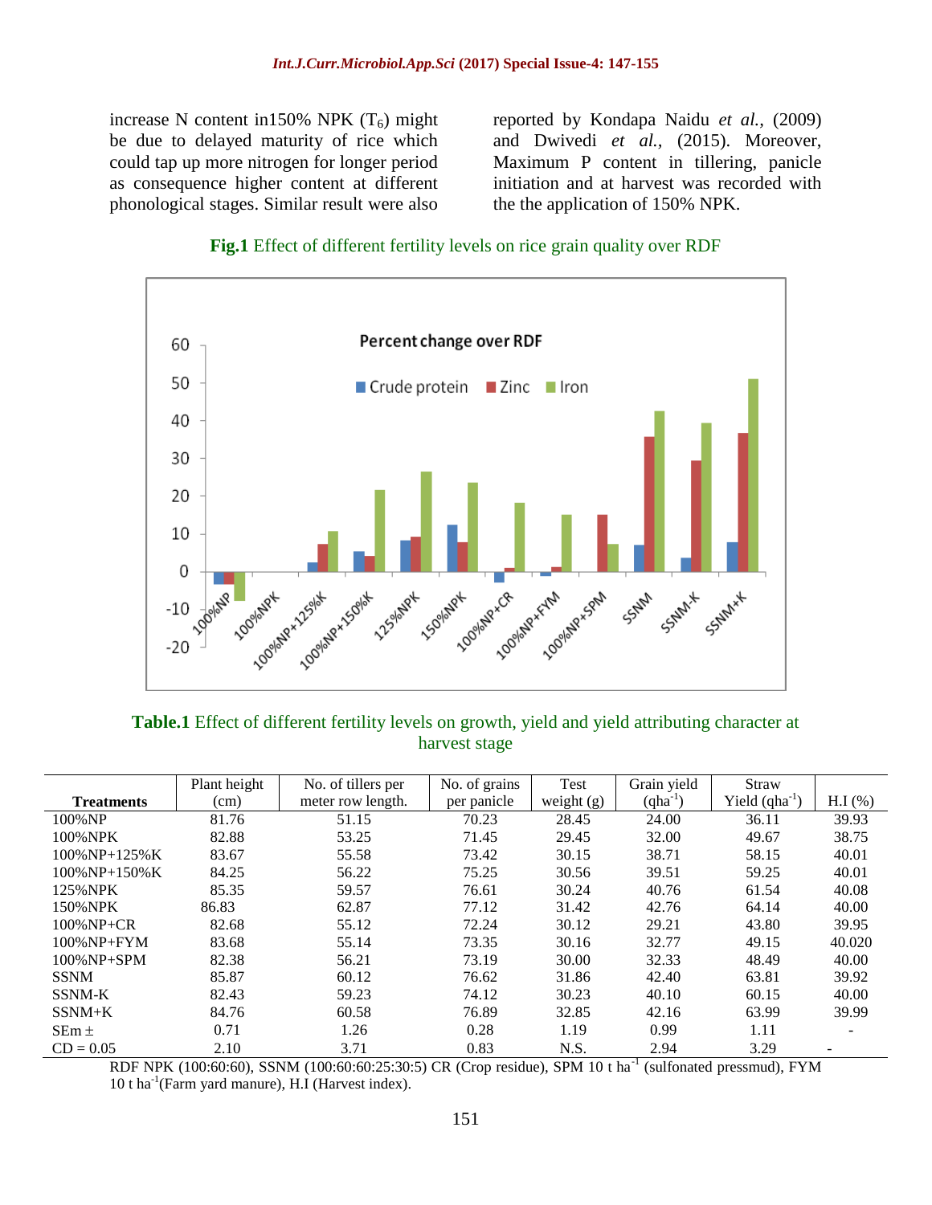increase N content in150% NPK ($T_6$) might be due to delayed maturity of rice which could tap up more nitrogen for longer period as consequence higher content at different phonological stages. Similar result were also reported by Kondapa Naidu *et al.,* (2009) and Dwivedi *et al.,* (2015). Moreover, Maximum P content in tillering, panicle initiation and at harvest was recorded with the the application of 150% NPK.

**Fig.1** Effect of different fertility levels on rice grain quality over RDF

**Table.1** Effect of different fertility levels on growth, yield and yield attributing character at harvest stage

| Treatments | Plant height (cm) | No. of tillers per meter row length. | No. of grains per panicle | Test weight (g) | Grain yield (qha$^{-1}$) | Straw Yield (qha$^{-1}$) | H.I (%) |
|---|---|---|---|---|---|---|---|
| 100%NP | 81.76 | 51.15 | 70.23 | 28.45 | 24.00 | 36.11 | 39.93 |
| 100%NPK | 82.88 | 53.25 | 71.45 | 29.45 | 32.00 | 49.67 | 38.75 |
| 100%NP+125%K | 83.67 | 55.58 | 73.42 | 30.15 | 38.71 | 58.15 | 40.01 |
| 100%NP+150%K | 84.25 | 56.22 | 75.25 | 30.56 | 39.51 | 59.25 | 40.01 |
| 125%NPK | 85.35 | 59.57 | 76.61 | 30.24 | 40.76 | 61.54 | 40.08 |
| 150%NPK | 86.83 | 62.87 | 77.12 | 31.42 | 42.76 | 64.14 | 40.00 |
| 100%NP+CR | 82.68 | 55.12 | 72.24 | 30.12 | 29.21 | 43.80 | 39.95 |
| 100%NP+FYM | 83.68 | 55.14 | 73.35 | 30.16 | 32.77 | 49.15 | 40.020 |
| 100%NP+SPM | 82.38 | 56.21 | 73.19 | 30.00 | 32.33 | 48.49 | 40.00 |
| SSNM | 85.87 | 60.12 | 76.62 | 31.86 | 42.40 | 63.81 | 39.92 |
| SSNM-K | 82.43 | 59.23 | 74.12 | 30.23 | 40.10 | 60.15 | 40.00 |
| SSNM+K | 84.76 | 60.58 | 76.89 | 32.85 | 42.16 | 63.99 | 39.99 |
| SEm ± | 0.71 | 1.26 | 0.28 | 1.19 | 0.99 | 1.11 | - |
| CD = 0.05 | 2.10 | 3.71 | 0.83 | N.S. | 2.94 | 3.29 | - |

RDF NPK (100:60:60), SSNM (100:60:60:25:30:5) CR (Crop residue), SPM 10 t ha$^{-1}$ (sulfonated pressmud), FYM 10 t ha$^{-1}$(Farm yard manure), H.I (Harvest index).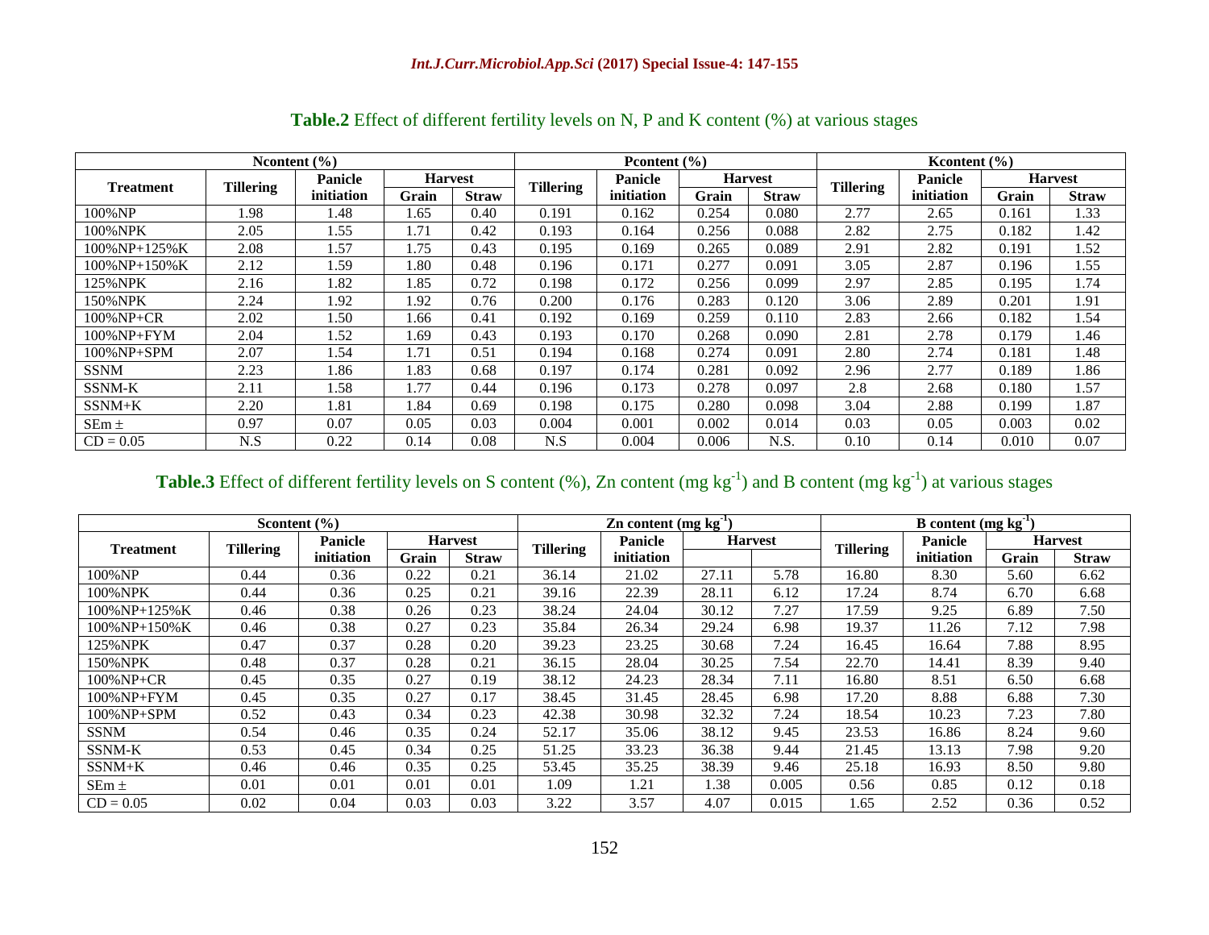**Table.2** Effect of different fertility levels on N, P and K content (%) at various stages

| Treatment | Ncontent (%) | | | | Pcontent (%) | | | | Kcontent (%) | | | |
|---|---|---|---|---|---|---|---|---|---|---|---|---|
| | Tillering | Panicle initiation | Harvest | | Tillering | Panicle initiation | Harvest | | Tillering | Panicle initiation | Harvest | |
| | | | Grain | Straw | | | Grain | Straw | | | Grain | Straw |
| 100%NP | 1.98 | 1.48 | 1.65 | 0.40 | 0.191 | 0.162 | 0.254 | 0.080 | 2.77 | 2.65 | 0.161 | 1.33 |
| 100%NPK | 2.05 | 1.55 | 1.71 | 0.42 | 0.193 | 0.164 | 0.256 | 0.088 | 2.82 | 2.75 | 0.182 | 1.42 |
| 100%NP+125%K | 2.08 | 1.57 | 1.75 | 0.43 | 0.195 | 0.169 | 0.265 | 0.089 | 2.91 | 2.82 | 0.191 | 1.52 |
| 100%NP+150%K | 2.12 | 1.59 | 1.80 | 0.48 | 0.196 | 0.171 | 0.277 | 0.091 | 3.05 | 2.87 | 0.196 | 1.55 |
| 125%NPK | 2.16 | 1.82 | 1.85 | 0.72 | 0.198 | 0.172 | 0.256 | 0.099 | 2.97 | 2.85 | 0.195 | 1.74 |
| 150%NPK | 2.24 | 1.92 | 1.92 | 0.76 | 0.200 | 0.176 | 0.283 | 0.120 | 3.06 | 2.89 | 0.201 | 1.91 |
| 100%NP+CR | 2.02 | 1.50 | 1.66 | 0.41 | 0.192 | 0.169 | 0.259 | 0.110 | 2.83 | 2.66 | 0.182 | 1.54 |
| 100%NP+FYM | 2.04 | 1.52 | 1.69 | 0.43 | 0.193 | 0.170 | 0.268 | 0.090 | 2.81 | 2.78 | 0.179 | 1.46 |
| 100%NP+SPM | 2.07 | 1.54 | 1.71 | 0.51 | 0.194 | 0.168 | 0.274 | 0.091 | 2.80 | 2.74 | 0.181 | 1.48 |
| SSNM | 2.23 | 1.86 | 1.83 | 0.68 | 0.197 | 0.174 | 0.281 | 0.092 | 2.96 | 2.77 | 0.189 | 1.86 |
| SSNM-K | 2.11 | 1.58 | 1.77 | 0.44 | 0.196 | 0.173 | 0.278 | 0.097 | 2.8 | 2.68 | 0.180 | 1.57 |
| SSNM+K | 2.20 | 1.81 | 1.84 | 0.69 | 0.198 | 0.175 | 0.280 | 0.098 | 3.04 | 2.88 | 0.199 | 1.87 |
| SEm ± | 0.97 | 0.07 | 0.05 | 0.03 | 0.004 | 0.001 | 0.002 | 0.014 | 0.03 | 0.05 | 0.003 | 0.02 |
| CD = 0.05 | N.S | 0.22 | 0.14 | 0.08 | N.S | 0.004 | 0.006 | N.S. | 0.10 | 0.14 | 0.010 | 0.07 |

**Table.3** Effect of different fertility levels on S content (%), Zn content (mg kg$^{-1}$) and B content (mg kg$^{-1}$) at various stages

| Treatment | Scontent (%) | | | | Zn content (mg kg$^{-1}$) | | | | B content (mg kg$^{-1}$) | | | |
|---|---|---|---|---|---|---|---|---|---|---|---|---|
| | Tillering | Panicle initiation | Harvest | | Tillering | Panicle initiation | Harvest | | Tillering | Panicle initiation | Harvest | |
| | | | Grain | Straw | | | | | | | Grain | Straw |
| 100%NP | 0.44 | 0.36 | 0.22 | 0.21 | 36.14 | 21.02 | 27.11 | 5.78 | 16.80 | 8.30 | 5.60 | 6.62 |
| 100%NPK | 0.44 | 0.36 | 0.25 | 0.21 | 39.16 | 22.39 | 28.11 | 6.12 | 17.24 | 8.74 | 6.70 | 6.68 |
| 100%NP+125%K | 0.46 | 0.38 | 0.26 | 0.23 | 38.24 | 24.04 | 30.12 | 7.27 | 17.59 | 9.25 | 6.89 | 7.50 |
| 100%NP+150%K | 0.46 | 0.38 | 0.27 | 0.23 | 35.84 | 26.34 | 29.24 | 6.98 | 19.37 | 11.26 | 7.12 | 7.98 |
| 125%NPK | 0.47 | 0.37 | 0.28 | 0.20 | 39.23 | 23.25 | 30.68 | 7.24 | 16.45 | 16.64 | 7.88 | 8.95 |
| 150%NPK | 0.48 | 0.37 | 0.28 | 0.21 | 36.15 | 28.04 | 30.25 | 7.54 | 22.70 | 14.41 | 8.39 | 9.40 |
| 100%NP+CR | 0.45 | 0.35 | 0.27 | 0.19 | 38.12 | 24.23 | 28.34 | 7.11 | 16.80 | 8.51 | 6.50 | 6.68 |
| 100%NP+FYM | 0.45 | 0.35 | 0.27 | 0.17 | 38.45 | 31.45 | 28.45 | 6.98 | 17.20 | 8.88 | 6.88 | 7.30 |
| 100%NP+SPM | 0.52 | 0.43 | 0.34 | 0.23 | 42.38 | 30.98 | 32.32 | 7.24 | 18.54 | 10.23 | 7.23 | 7.80 |
| SSNM | 0.54 | 0.46 | 0.35 | 0.24 | 52.17 | 35.06 | 38.12 | 9.45 | 23.53 | 16.86 | 8.24 | 9.60 |
| SSNM-K | 0.53 | 0.45 | 0.34 | 0.25 | 51.25 | 33.23 | 36.38 | 9.44 | 21.45 | 13.13 | 7.98 | 9.20 |
| SSNM+K | 0.46 | 0.46 | 0.35 | 0.25 | 53.45 | 35.25 | 38.39 | 9.46 | 25.18 | 16.93 | 8.50 | 9.80 |
| SEm ± | 0.01 | 0.01 | 0.01 | 0.01 | 1.09 | 1.21 | 1.38 | 0.005 | 0.56 | 0.85 | 0.12 | 0.18 |
| CD = 0.05 | 0.02 | 0.04 | 0.03 | 0.03 | 3.22 | 3.57 | 4.07 | 0.015 | 1.65 | 2.52 | 0.36 | 0.52 |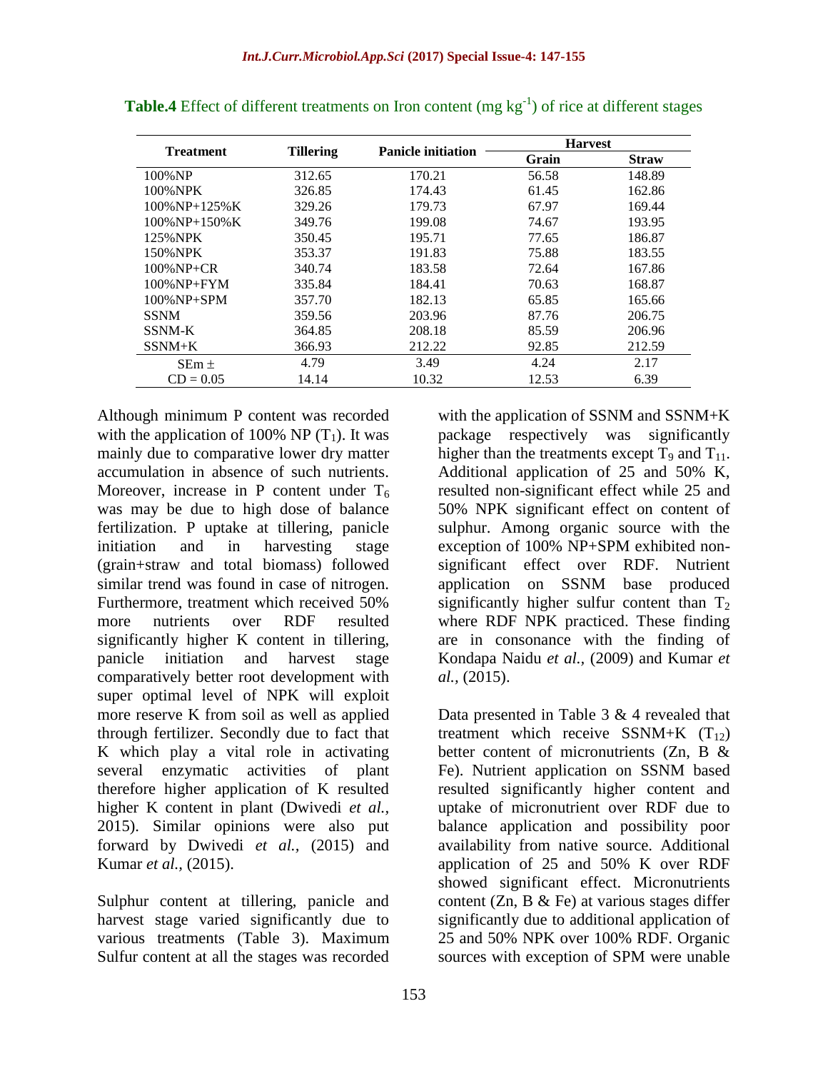**Table.4** Effect of different treatments on Iron content (mg $kg^{-1}$) of rice at different stages

| Treatment | Tillering | Panicle initiation | Harvest | |
|---|---|---|---|---|
| | | | Grain | Straw |
| 100%NP | 312.65 | 170.21 | 56.58 | 148.89 |
| 100%NPK | 326.85 | 174.43 | 61.45 | 162.86 |
| 100%NP+125%K | 329.26 | 179.73 | 67.97 | 169.44 |
| 100%NP+150%K | 349.76 | 199.08 | 74.67 | 193.95 |
| 125%NPK | 350.45 | 195.71 | 77.65 | 186.87 |
| 150%NPK | 353.37 | 191.83 | 75.88 | 183.55 |
| 100%NP+CR | 340.74 | 183.58 | 72.64 | 167.86 |
| 100%NP+FYM | 335.84 | 184.41 | 70.63 | 168.87 |
| 100%NP+SPM | 357.70 | 182.13 | 65.85 | 165.66 |
| SSNM | 359.56 | 203.96 | 87.76 | 206.75 |
| SSNM-K | 364.85 | 208.18 | 85.59 | 206.96 |
| SSNM+K | 366.93 | 212.22 | 92.85 | 212.59 |
| SEm ± | 4.79 | 3.49 | 4.24 | 2.17 |
| CD = 0.05 | 14.14 | 10.32 | 12.53 | 6.39 |

Although minimum P content was recorded with the application of 100% NP ($T_1$). It was mainly due to comparative lower dry matter accumulation in absence of such nutrients. Moreover, increase in P content under $T_6$ was may be due to high dose of balance fertilization. P uptake at tillering, panicle initiation and in harvesting stage (grain+straw and total biomass) followed similar trend was found in case of nitrogen. Furthermore, treatment which received 50% more nutrients over RDF resulted significantly higher K content in tillering, panicle initiation and harvest stage comparatively better root development with super optimal level of NPK will exploit more reserve K from soil as well as applied through fertilizer. Secondly due to fact that K which play a vital role in activating several enzymatic activities of plant therefore higher application of K resulted higher K content in plant (Dwivedi *et al.,* 2015). Similar opinions were also put forward by Dwivedi *et al.,* (2015) and Kumar *et al.,* (2015).

Sulphur content at tillering, panicle and harvest stage varied significantly due to various treatments (Table 3). Maximum Sulfur content at all the stages was recorded with the application of SSNM and SSNM+K package respectively was significantly higher than the treatments except $T_9$ and $T_{11}$. Additional application of 25 and 50% K, resulted non-significant effect while 25 and 50% NPK significant effect on content of sulphur. Among organic source with the exception of 100% NP+SPM exhibited non-significant effect over RDF. Nutrient application on SSNM base produced significantly higher sulfur content than $T_2$ where RDF NPK practiced. These finding are in consonance with the finding of Kondapa Naidu *et al.,* (2009) and Kumar *et al.,* (2015).

Data presented in Table 3 & 4 revealed that treatment which receive SSNM+K ($T_{12}$) better content of micronutrients (Zn, B & Fe). Nutrient application on SSNM based resulted significantly higher content and uptake of micronutrient over RDF due to balance application and possibility poor availability from native source. Additional application of 25 and 50% K over RDF showed significant effect. Micronutrients content (Zn, B & Fe) at various stages differ significantly due to additional application of 25 and 50% NPK over 100% RDF. Organic sources with exception of SPM were unable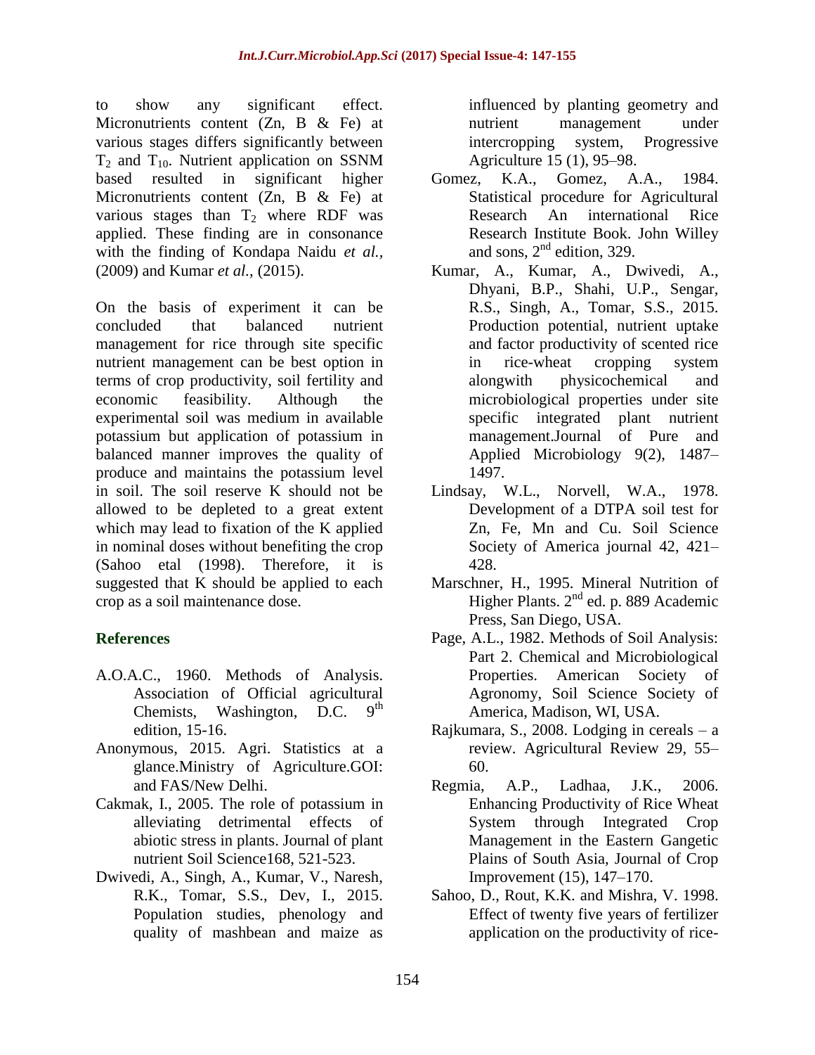to show any significant effect. Micronutrients content (Zn, B & Fe) at various stages differs significantly between $T_2$ and $T_{10}$. Nutrient application on SSNM based resulted in significant higher Micronutrients content (Zn, B & Fe) at various stages than $T_2$ where RDF was applied. These finding are in consonance with the finding of Kondapa Naidu *et al.,* (2009) and Kumar *et al.,* (2015).

On the basis of experiment it can be concluded that balanced nutrient management for rice through site specific nutrient management can be best option in terms of crop productivity, soil fertility and economic feasibility. Although the experimental soil was medium in available potassium but application of potassium in balanced manner improves the quality of produce and maintains the potassium level in soil. The soil reserve K should not be allowed to be depleted to a great extent which may lead to fixation of the K applied in nominal doses without benefiting the crop (Sahoo etal (1998). Therefore, it is suggested that K should be applied to each crop as a soil maintenance dose.

## References

- A.O.A.C., 1960. Methods of Analysis. Association of Official agricultural Chemists, Washington, D.C. 9th edition, 15-16.
- Anonymous, 2015. Agri. Statistics at a glance.Ministry of Agriculture.GOI: and FAS/New Delhi.
- Cakmak, I., 2005. The role of potassium in alleviating detrimental effects of abiotic stress in plants. Journal of plant nutrient Soil Science168, 521-523.
- Dwivedi, A., Singh, A., Kumar, V., Naresh, R.K., Tomar, S.S., Dev, I., 2015. Population studies, phenology and quality of mashbean and maize as influenced by planting geometry and nutrient management under intercropping system, Progressive Agriculture 15 (1), 95–98.
- Gomez, K.A., Gomez, A.A., 1984. Statistical procedure for Agricultural Research An international Rice Research Institute Book. John Willey and sons, 2nd edition, 329.
- Kumar, A., Kumar, A., Dwivedi, A., Dhyani, B.P., Shahi, U.P., Sengar, R.S., Singh, A., Tomar, S.S., 2015. Production potential, nutrient uptake and factor productivity of scented rice in rice-wheat cropping system alongwith physicochemical and microbiological properties under site specific integrated plant nutrient management.Journal of Pure and Applied Microbiology 9(2), 1487–1497.
- Lindsay, W.L., Norvell, W.A., 1978. Development of a DTPA soil test for Zn, Fe, Mn and Cu. Soil Science Society of America journal 42, 421–428.
- Marschner, H., 1995. Mineral Nutrition of Higher Plants. 2nd ed. p. 889 Academic Press, San Diego, USA.
- Page, A.L., 1982. Methods of Soil Analysis: Part 2. Chemical and Microbiological Properties. American Society of Agronomy, Soil Science Society of America, Madison, WI, USA.
- Rajkumara, S., 2008. Lodging in cereals – a review. Agricultural Review 29, 55–60.
- Regmia, A.P., Ladhaa, J.K., 2006. Enhancing Productivity of Rice Wheat System through Integrated Crop Management in the Eastern Gangetic Plains of South Asia, Journal of Crop Improvement (15), 147–170.
- Sahoo, D., Rout, K.K. and Mishra, V. 1998. Effect of twenty five years of fertilizer application on the productivity of rice-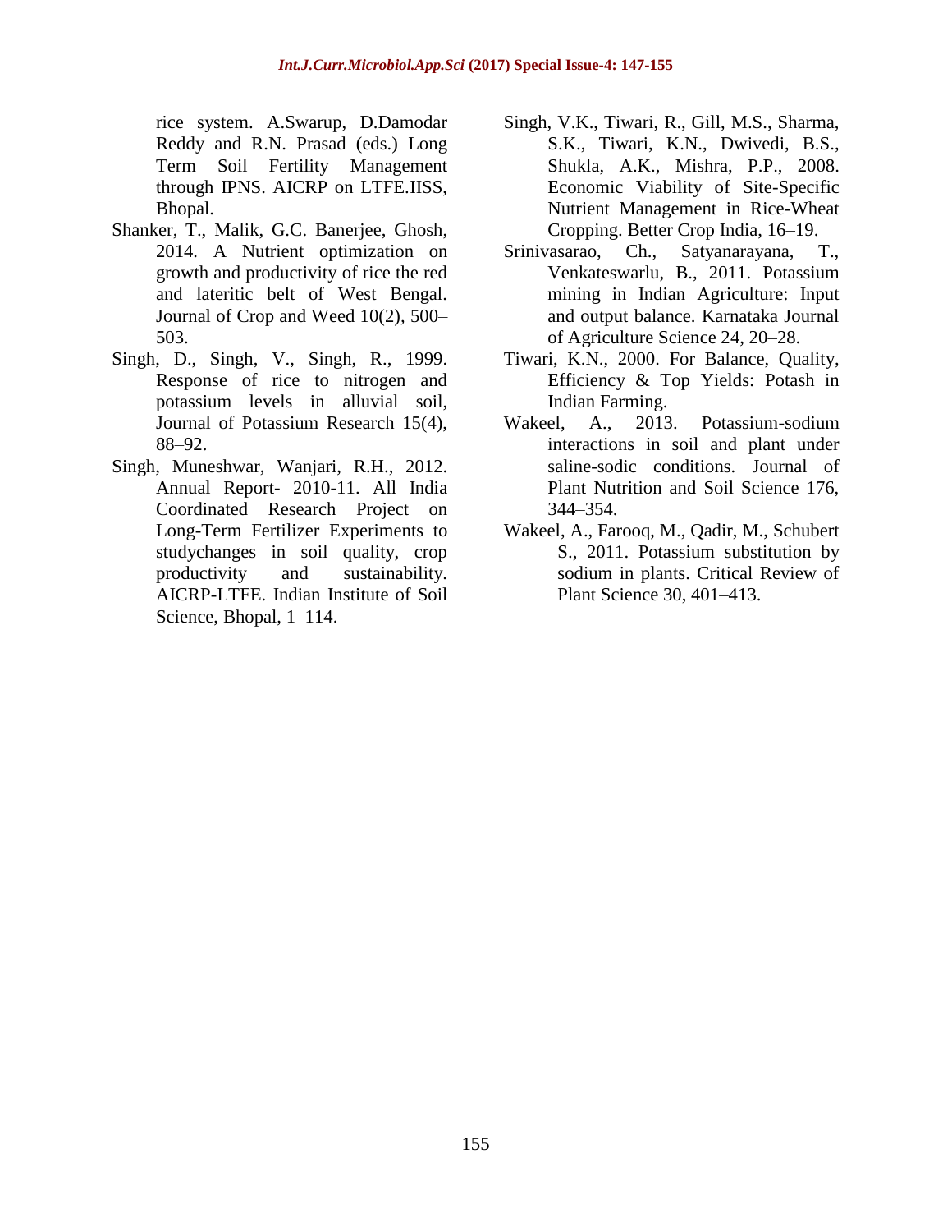rice system. A.Swarup, D.Damodar Reddy and R.N. Prasad (eds.) Long Term Soil Fertility Management through IPNS. AICRP on LTFE.IISS, Bhopal.

Shanker, T., Malik, G.C. Banerjee, Ghosh, 2014. A Nutrient optimization on growth and productivity of rice the red and lateritic belt of West Bengal. Journal of Crop and Weed 10(2), 500–503.

Singh, D., Singh, V., Singh, R., 1999. Response of rice to nitrogen and potassium levels in alluvial soil, Journal of Potassium Research 15(4), 88–92.

Singh, Muneshwar, Wanjari, R.H., 2012. Annual Report- 2010-11. All India Coordinated Research Project on Long-Term Fertilizer Experiments to studychanges in soil quality, crop productivity and sustainability. AICRP-LTFE. Indian Institute of Soil Science, Bhopal, 1–114.

Singh, V.K., Tiwari, R., Gill, M.S., Sharma, S.K., Tiwari, K.N., Dwivedi, B.S., Shukla, A.K., Mishra, P.P., 2008. Economic Viability of Site-Specific Nutrient Management in Rice-Wheat Cropping. Better Crop India, 16–19.

Srinivasarao, Ch., Satyanarayana, T., Venkateswarlu, B., 2011. Potassium mining in Indian Agriculture: Input and output balance. Karnataka Journal of Agriculture Science 24, 20–28.

Tiwari, K.N., 2000. For Balance, Quality, Efficiency & Top Yields: Potash in Indian Farming.

Wakeel, A., 2013. Potassium-sodium interactions in soil and plant under saline-sodic conditions. Journal of Plant Nutrition and Soil Science 176, 344–354.

Wakeel, A., Farooq, M., Qadir, M., Schubert S., 2011. Potassium substitution by sodium in plants. Critical Review of Plant Science 30, 401–413.